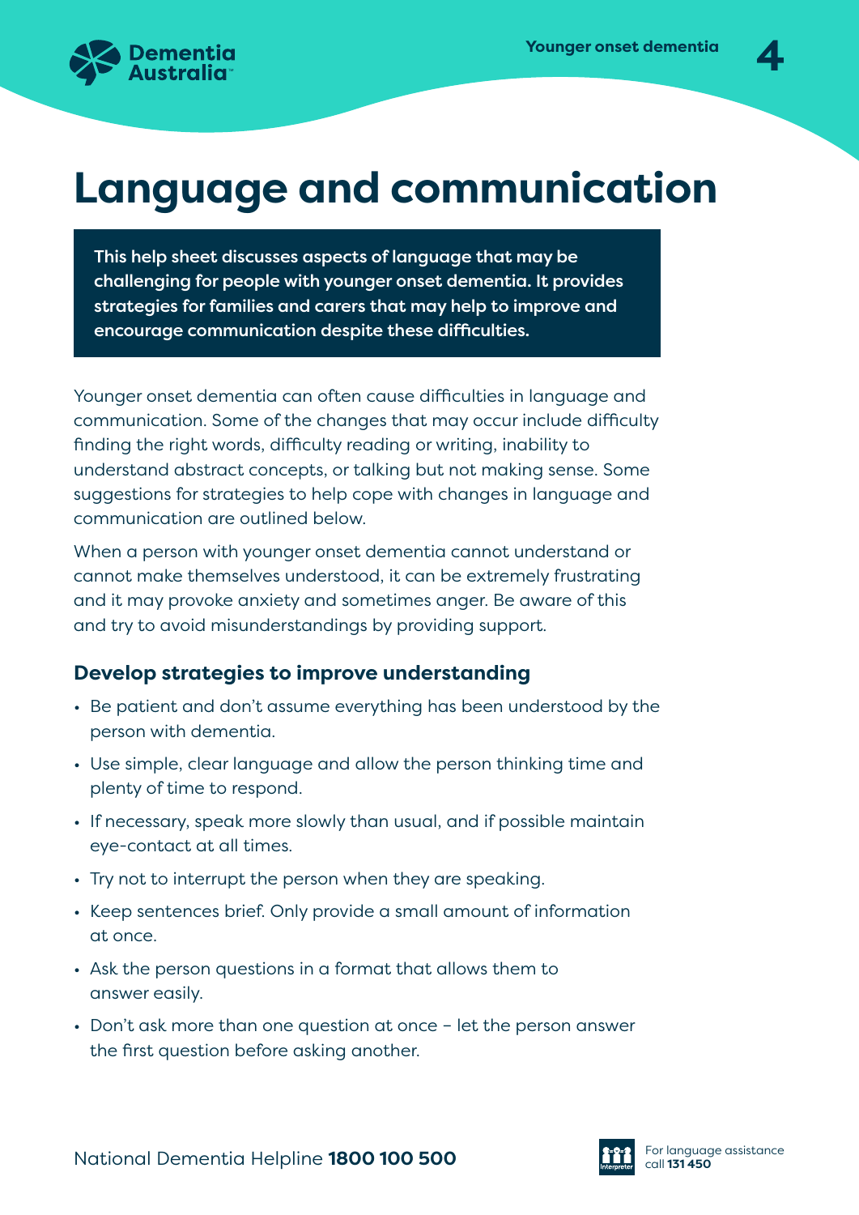# Language and communication

**This help sheet discusses aspects of language that may be challenging for people with younger onset dementia. It provides strategies for families and carers that may help to improve and encourage communication despite these difficulties.**

Younger onset dementia can often cause difficulties in language and communication. Some of the changes that may occur include difficulty finding the right words, difficulty reading or writing, inability to understand abstract concepts, or talking but not making sense. Some suggestions for strategies to help cope with changes in language and communication are outlined below.

When a person with younger onset dementia cannot understand or cannot make themselves understood, it can be extremely frustrating and it may provoke anxiety and sometimes anger. Be aware of this and try to avoid misunderstandings by providing support.

### Develop strategies to improve understanding

- Be patient and don't assume everything has been understood by the person with dementia.
- Use simple, clear language and allow the person thinking time and plenty of time to respond.
- If necessary, speak more slowly than usual, and if possible maintain eye-contact at all times.
- Try not to interrupt the person when they are speaking.
- Keep sentences brief. Only provide a small amount of information at once.
- Ask the person questions in a format that allows them to answer easily.
- Don't ask more than one question at once – let the person answer the first question before asking another.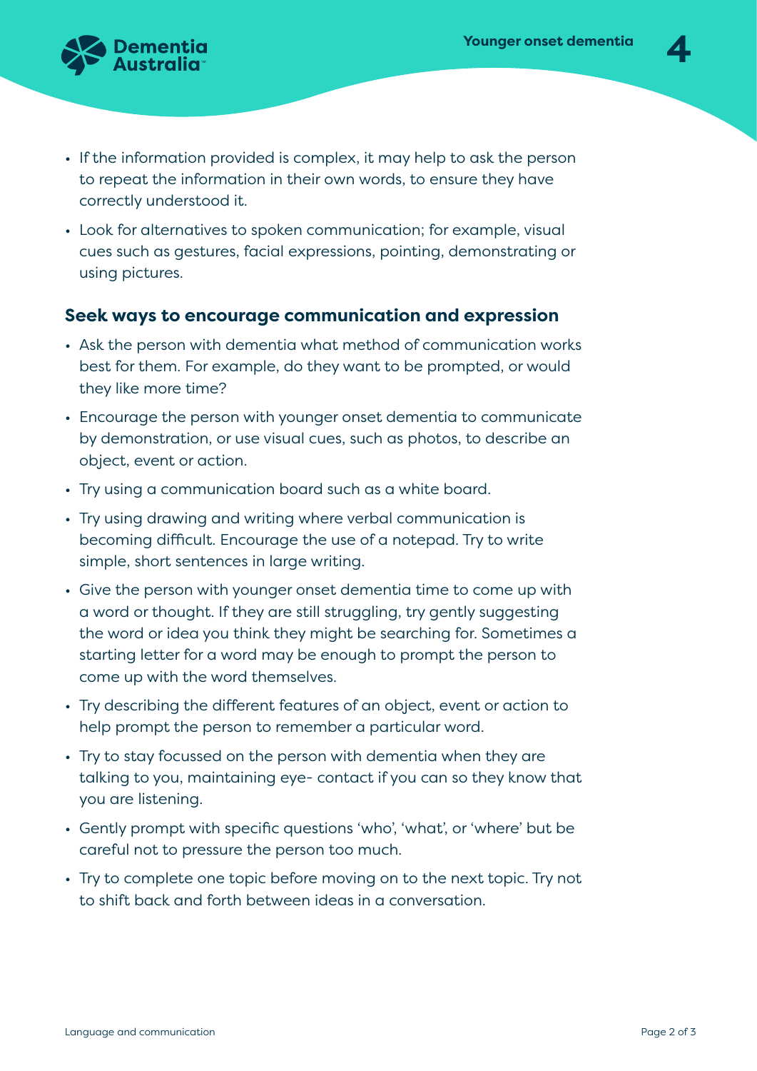- If the information provided is complex, it may help to ask the person to repeat the information in their own words, to ensure they have correctly understood it.
- Look for alternatives to spoken communication; for example, visual cues such as gestures, facial expressions, pointing, demonstrating or using pictures.

### Seek ways to encourage communication and expression

- Ask the person with dementia what method of communication works best for them. For example, do they want to be prompted, or would they like more time?
- Encourage the person with younger onset dementia to communicate by demonstration, or use visual cues, such as photos, to describe an object, event or action.
- Try using a communication board such as a white board.
- Try using drawing and writing where verbal communication is becoming difficult. Encourage the use of a notepad. Try to write simple, short sentences in large writing.
- Give the person with younger onset dementia time to come up with a word or thought. If they are still struggling, try gently suggesting the word or idea you think they might be searching for. Sometimes a starting letter for a word may be enough to prompt the person to come up with the word themselves.
- Try describing the different features of an object, event or action to help prompt the person to remember a particular word.
- Try to stay focussed on the person with dementia when they are talking to you, maintaining eye- contact if you can so they know that you are listening.
- Gently prompt with specific questions 'who', 'what', or 'where' but be careful not to pressure the person too much.
- Try to complete one topic before moving on to the next topic. Try not to shift back and forth between ideas in a conversation.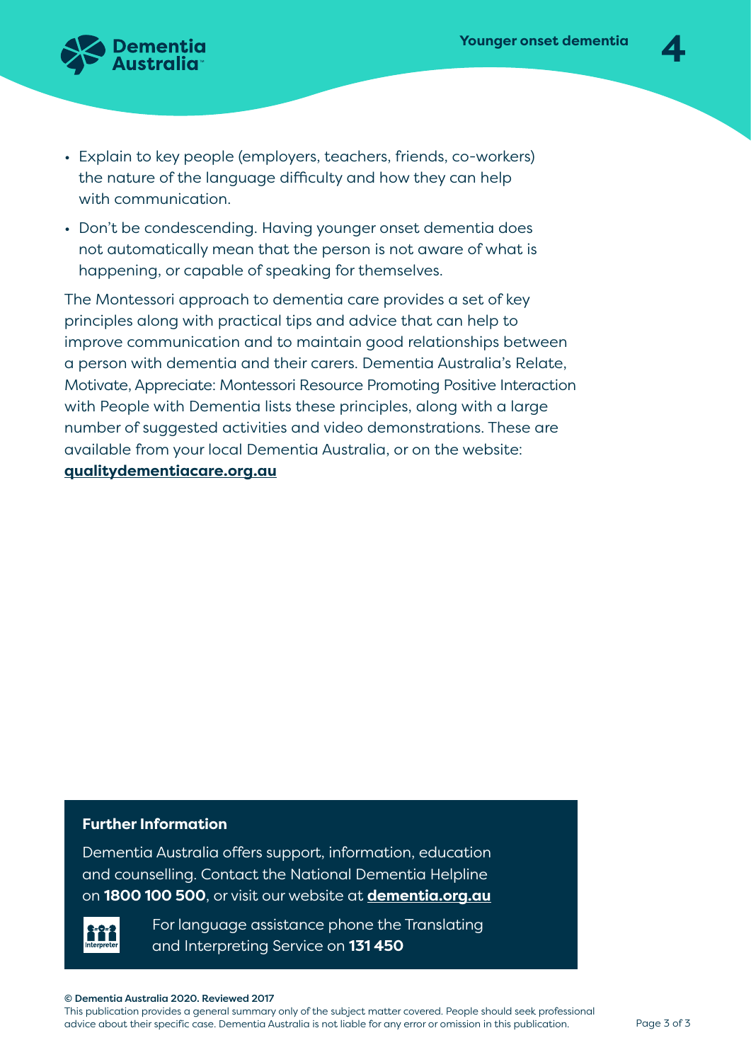- Explain to key people (employers, teachers, friends, co-workers) the nature of the language difficulty and how they can help with communication.
- Don't be condescending. Having younger onset dementia does not automatically mean that the person is not aware of what is happening, or capable of speaking for themselves.

The Montessori approach to dementia care provides a set of key principles along with practical tips and advice that can help to improve communication and to maintain good relationships between a person with dementia and their carers. Dementia Australia's Relate, Motivate, Appreciate: Montessori Resource Promoting Positive Interaction with People with Dementia lists these principles, along with a large number of suggested activities and video demonstrations. These are available from your local Dementia Australia, or on the website: **qualitydementiacare.org.au**

### Further Information

Dementia Australia offers support, information, education and counselling. Contact the National Dementia Helpline on **1800 100 500**, or visit our website at **dementia.org.au**

For language assistance phone the Translating and Interpreting Service on **131 450**

**© Dementia Australia 2020. Reviewed 2017**

This publication provides a general summary only of the subject matter covered. People should seek professional advice about their specific case. Dementia Australia is not liable for any error or omission in this publication.